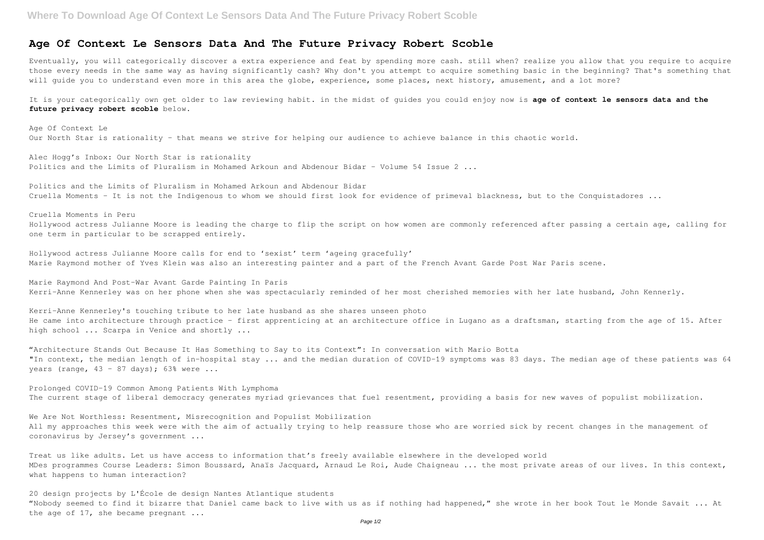# Age Of Context Le Sensors Data And The Future Privacy Robert Scoble

Eventually, you will categorically discover a extra experience and feat by spending more cash. still when? realize you allow that you require to acquire those every needs in the same way as having significantly cash? Why don't you attempt to acquire something basic in the beginning? That's something that will guide you to understand even more in this area the globe, experience, some places, next history, amusement, and a lot more?

It is your categorically own get older to law reviewing habit. in the midst of guides you could enjoy now is **age of context le sensors data and the future privacy robert scoble** below.

Age Of Context Le
Our North Star is rationality – that means we strive for helping our audience to achieve balance in this chaotic world.

Alec Hogg's Inbox: Our North Star is rationality
Politics and the Limits of Pluralism in Mohamed Arkoun and Abdenour Bidar - Volume 54 Issue 2 ...

Politics and the Limits of Pluralism in Mohamed Arkoun and Abdenour Bidar
Cruella Moments – It is not the Indigenous to whom we should first look for evidence of primeval blackness, but to the Conquistadores ...

Cruella Moments in Peru
Hollywood actress Julianne Moore is leading the charge to flip the script on how women are commonly referenced after passing a certain age, calling for one term in particular to be scrapped entirely.

Hollywood actress Julianne Moore calls for end to 'sexist' term 'ageing gracefully'
Marie Raymond mother of Yves Klein was also an interesting painter and a part of the French Avant Garde Post War Paris scene.

Marie Raymond And Post-War Avant Garde Painting In Paris
Kerri-Anne Kennerley was on her phone when she was spectacularly reminded of her most cherished memories with her late husband, John Kennerly.

Kerri-Anne Kennerley's touching tribute to her late husband as she shares unseen photo
He came into architecture through practice – first apprenticing at an architecture office in Lugano as a draftsman, starting from the age of 15. After high school ... Scarpa in Venice and shortly ...

"Architecture Stands Out Because It Has Something to Say to its Context": In conversation with Mario Botta
"In context, the median length of in-hospital stay ... and the median duration of COVID-19 symptoms was 83 days. The median age of these patients was 64 years (range, 43 – 87 days); 63% were ...

Prolonged COVID-19 Common Among Patients With Lymphoma
The current stage of liberal democracy generates myriad grievances that fuel resentment, providing a basis for new waves of populist mobilization.

We Are Not Worthless: Resentment, Misrecognition and Populist Mobilization
All my approaches this week were with the aim of actually trying to help reassure those who are worried sick by recent changes in the management of coronavirus by Jersey's government ...

Treat us like adults. Let us have access to information that's freely available elsewhere in the developed world
MDes programmes Course Leaders: Simon Boussard, Anaïs Jacquard, Arnaud Le Roi, Aude Chaigneau ... the most private areas of our lives. In this context, what happens to human interaction?

20 design projects by L'École de design Nantes Atlantique students
"Nobody seemed to find it bizarre that Daniel came back to live with us as if nothing had happened," she wrote in her book Tout le Monde Savait ... At the age of 17, she became pregnant ...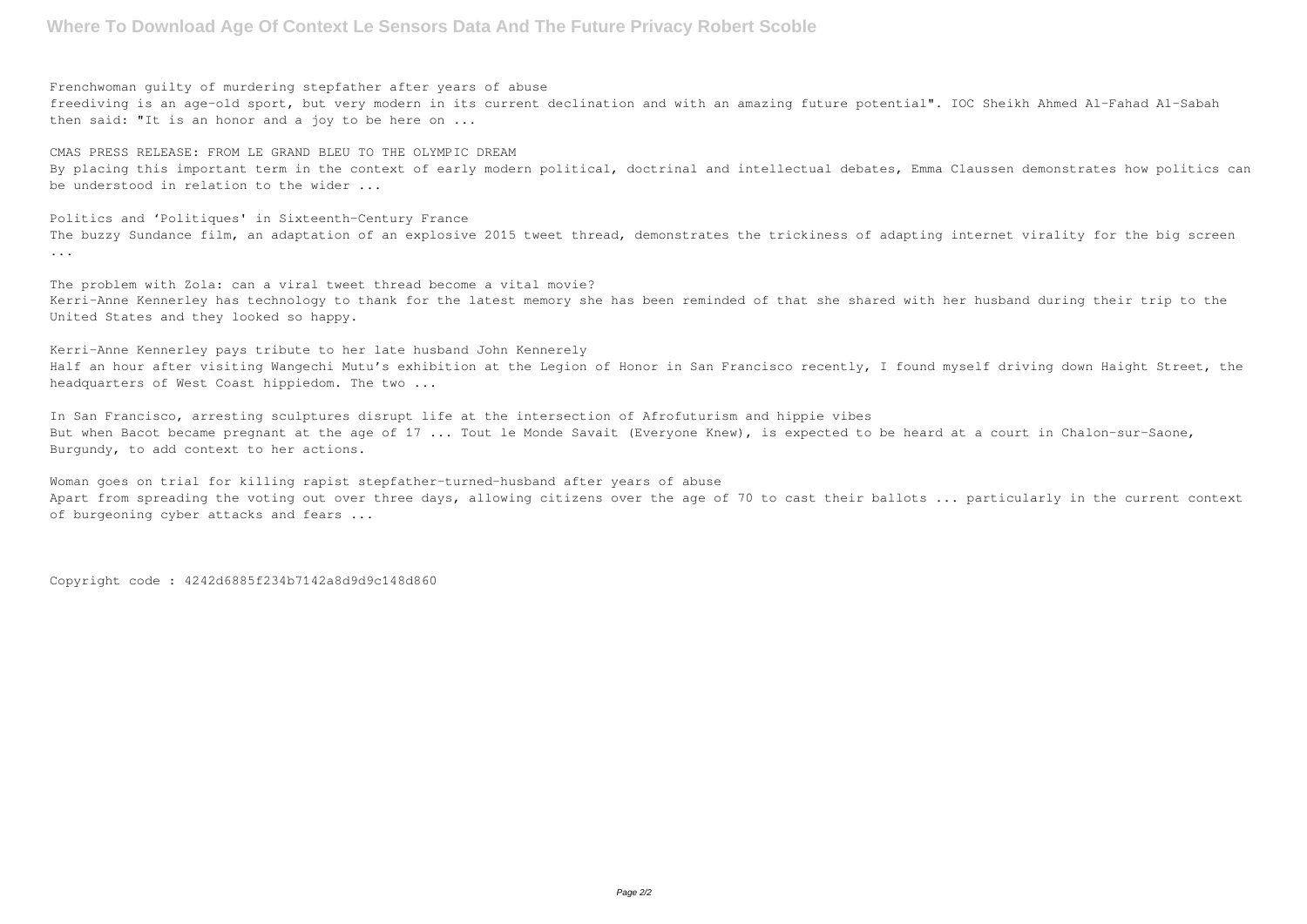Frenchwoman guilty of murdering stepfather after years of abuse
freediving is an age-old sport, but very modern in its current declination and with an amazing future potential". IOC Sheikh Ahmed Al-Fahad Al-Sabah then said: "It is an honor and a joy to be here on ...

CMAS PRESS RELEASE: FROM LE GRAND BLEU TO THE OLYMPIC DREAM
By placing this important term in the context of early modern political, doctrinal and intellectual debates, Emma Claussen demonstrates how politics can be understood in relation to the wider ...

Politics and 'Politiques' in Sixteenth-Century France
The buzzy Sundance film, an adaptation of an explosive 2015 tweet thread, demonstrates the trickiness of adapting internet virality for the big screen ...

The problem with Zola: can a viral tweet thread become a vital movie?
Kerri-Anne Kennerley has technology to thank for the latest memory she has been reminded of that she shared with her husband during their trip to the United States and they looked so happy.

Kerri-Anne Kennerley pays tribute to her late husband John Kennerely
Half an hour after visiting Wangechi Mutu's exhibition at the Legion of Honor in San Francisco recently, I found myself driving down Haight Street, the headquarters of West Coast hippiedom. The two ...

In San Francisco, arresting sculptures disrupt life at the intersection of Afrofuturism and hippie vibes
But when Bacot became pregnant at the age of 17 ... Tout le Monde Savait (Everyone Knew), is expected to be heard at a court in Chalon-sur-Saone, Burgundy, to add context to her actions.

Woman goes on trial for killing rapist stepfather-turned-husband after years of abuse
Apart from spreading the voting out over three days, allowing citizens over the age of 70 to cast their ballots ... particularly in the current context of burgeoning cyber attacks and fears ...

Copyright code : 4242d6885f234b7142a8d9d9c148d860